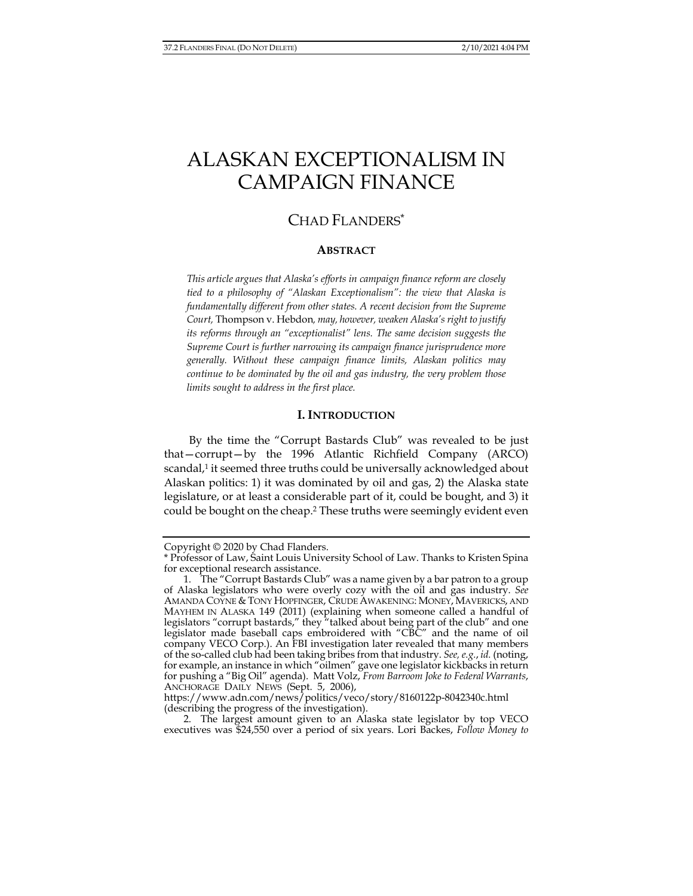# ALASKAN EXCEPTIONALISM IN CAMPAIGN FINANCE

## CHAD FLANDERS*

### ABSTRACT

*This article argues that Alaska's efforts in campaign finance reform are closely tied to a philosophy of "Alaskan Exceptionalism": the view that Alaska is fundamentally different from other states. A recent decision from the Supreme Court,* Thompson v. Hebdon*, may, however, weaken Alaska's right to justify its reforms through an "exceptionalist" lens. The same decision suggests the Supreme Court is further narrowing its campaign finance jurisprudence more generally. Without these campaign finance limits, Alaskan politics may continue to be dominated by the oil and gas industry, the very problem those limits sought to address in the first place.*

### I. INTRODUCTION

By the time the "Corrupt Bastards Club" was revealed to be just that—corrupt—by the 1996 Atlantic Richfield Company (ARCO) scandal,[1] it seemed three truths could be universally acknowledged about Alaskan politics: 1) it was dominated by oil and gas, 2) the Alaska state legislature, or at least a considerable part of it, could be bought, and 3) it could be bought on the cheap.[2] These truths were seemingly evident even

---

Copyright © 2020 by Chad Flanders.

\* Professor of Law, Saint Louis University School of Law. Thanks to Kristen Spina for exceptional research assistance.

1. The "Corrupt Bastards Club" was a name given by a bar patron to a group of Alaska legislators who were overly cozy with the oil and gas industry. *See* AMANDA COYNE & TONY HOPFINGER, CRUDE AWAKENING: MONEY, MAVERICKS, AND MAYHEM IN ALASKA 149 (2011) (explaining when someone called a handful of legislators "corrupt bastards," they "talked about being part of the club" and one legislator made baseball caps embroidered with "CBC" and the name of oil company VECO Corp.). An FBI investigation later revealed that many members of the so-called club had been taking bribes from that industry. *See, e.g.*, *id.* (noting, for example, an instance in which "oilmen" gave one legislator kickbacks in return for pushing a "Big Oil" agenda). Matt Volz, *From Barroom Joke to Federal Warrants*, ANCHORAGE DAILY NEWS (Sept. 5, 2006), https://www.adn.com/news/politics/veco/story/8160122p-8042340c.html (describing the progress of the investigation).

2. The largest amount given to an Alaska state legislator by top VECO executives was $24,550 over a period of six years. Lori Backes, *Follow Money to*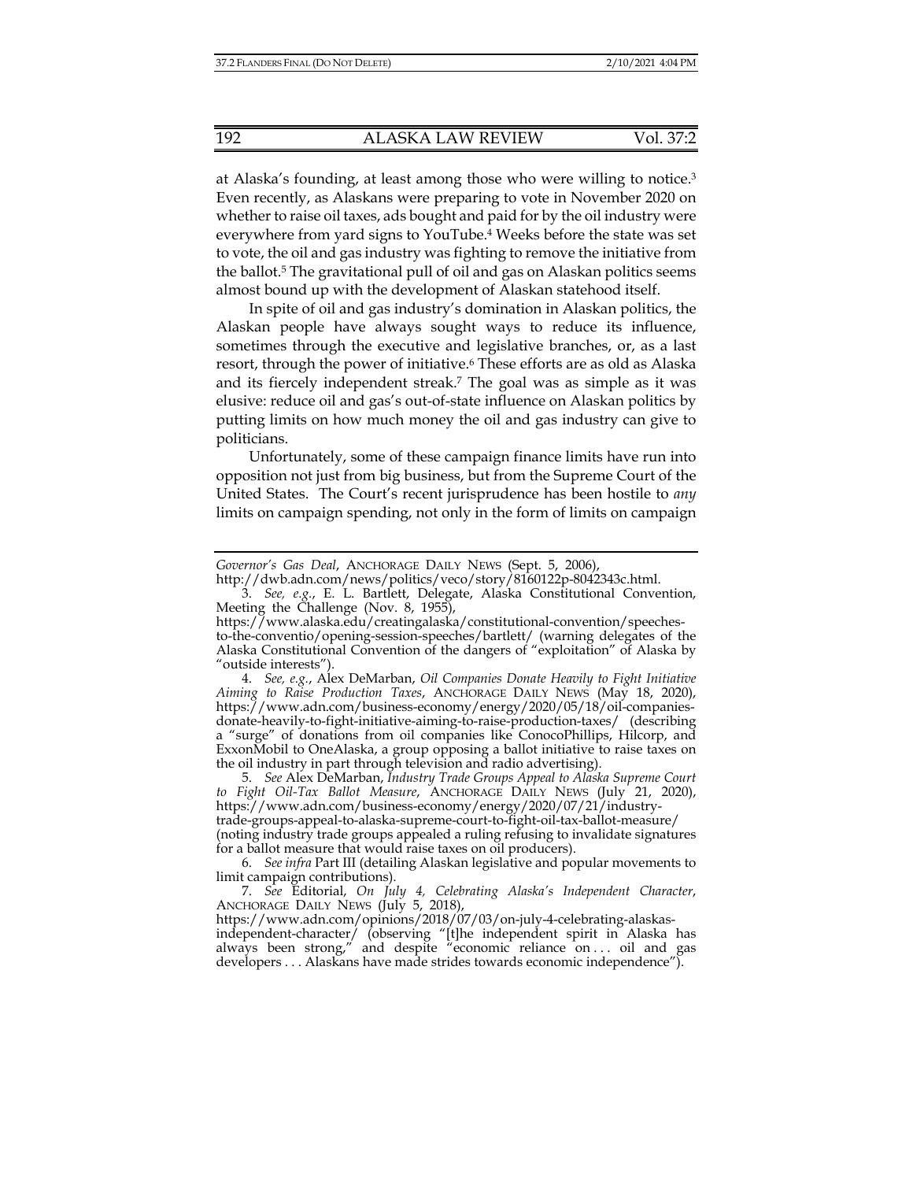at Alaska's founding, at least among those who were willing to notice.[3] Even recently, as Alaskans were preparing to vote in November 2020 on whether to raise oil taxes, ads bought and paid for by the oil industry were everywhere from yard signs to YouTube.[4] Weeks before the state was set to vote, the oil and gas industry was fighting to remove the initiative from the ballot.[5] The gravitational pull of oil and gas on Alaskan politics seems almost bound up with the development of Alaskan statehood itself.

In spite of oil and gas industry's domination in Alaskan politics, the Alaskan people have always sought ways to reduce its influence, sometimes through the executive and legislative branches, or, as a last resort, through the power of initiative.[6] These efforts are as old as Alaska and its fiercely independent streak.[7] The goal was as simple as it was elusive: reduce oil and gas's out-of-state influence on Alaskan politics by putting limits on how much money the oil and gas industry can give to politicians.

Unfortunately, some of these campaign finance limits have run into opposition not just from big business, but from the Supreme Court of the United States. The Court's recent jurisprudence has been hostile to *any* limits on campaign spending, not only in the form of limits on campaign

---

*Governor's Gas Deal*, ANCHORAGE DAILY NEWS (Sept. 5, 2006), http://dwb.adn.com/news/politics/veco/story/8160122p-8042343c.html.

3. *See, e.g.*, E. L. Bartlett, Delegate, Alaska Constitutional Convention, Meeting the Challenge (Nov. 8, 1955), https://www.alaska.edu/creatingalaska/constitutional-convention/speeches-to-the-conventio/opening-session-speeches/bartlett/ (warning delegates of the Alaska Constitutional Convention of the dangers of "exploitation" of Alaska by "outside interests").

4. *See, e.g.*, Alex DeMarban, *Oil Companies Donate Heavily to Fight Initiative Aiming to Raise Production Taxes*, ANCHORAGE DAILY NEWS (May 18, 2020), https://www.adn.com/business-economy/energy/2020/05/18/oil-companies-donate-heavily-to-fight-initiative-aiming-to-raise-production-taxes/ (describing a "surge" of donations from oil companies like ConocoPhillips, Hilcorp, and ExxonMobil to OneAlaska, a group opposing a ballot initiative to raise taxes on the oil industry in part through television and radio advertising).

5. *See* Alex DeMarban, *Industry Trade Groups Appeal to Alaska Supreme Court to Fight Oil-Tax Ballot Measure*, ANCHORAGE DAILY NEWS (July 21, 2020), https://www.adn.com/business-economy/energy/2020/07/21/industry-trade-groups-appeal-to-alaska-supreme-court-to-fight-oil-tax-ballot-measure/ (noting industry trade groups appealed a ruling refusing to invalidate signatures for a ballot measure that would raise taxes on oil producers).

6. *See infra* Part III (detailing Alaskan legislative and popular movements to limit campaign contributions).

7. *See* Editorial, *On July 4, Celebrating Alaska's Independent Character*, ANCHORAGE DAILY NEWS (July 5, 2018), https://www.adn.com/opinions/2018/07/03/on-july-4-celebrating-alaskas-independent-character/ (observing "[t]he independent spirit in Alaska has always been strong," and despite "economic reliance on . . . oil and gas developers . . . Alaskans have made strides towards economic independence").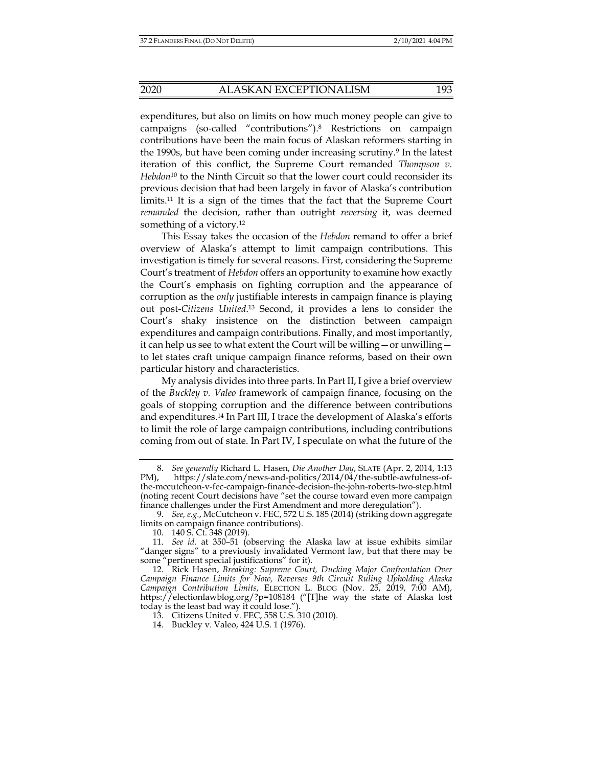expenditures, but also on limits on how much money people can give to campaigns (so-called "contributions").[8] Restrictions on campaign contributions have been the main focus of Alaskan reformers starting in the 1990s, but have been coming under increasing scrutiny.[9] In the latest iteration of this conflict, the Supreme Court remanded *Thompson v. Hebdon*[10] to the Ninth Circuit so that the lower court could reconsider its previous decision that had been largely in favor of Alaska's contribution limits.[11] It is a sign of the times that the fact that the Supreme Court *remanded* the decision, rather than outright *reversing* it, was deemed something of a victory.[12]

This Essay takes the occasion of the *Hebdon* remand to offer a brief overview of Alaska's attempt to limit campaign contributions. This investigation is timely for several reasons. First, considering the Supreme Court's treatment of *Hebdon* offers an opportunity to examine how exactly the Court's emphasis on fighting corruption and the appearance of corruption as the *only* justifiable interests in campaign finance is playing out post-*Citizens United*.[13] Second, it provides a lens to consider the Court's shaky insistence on the distinction between campaign expenditures and campaign contributions. Finally, and most importantly, it can help us see to what extent the Court will be willing—or unwilling—to let states craft unique campaign finance reforms, based on their own particular history and characteristics.

My analysis divides into three parts. In Part II, I give a brief overview of the *Buckley v. Valeo* framework of campaign finance, focusing on the goals of stopping corruption and the difference between contributions and expenditures.[14] In Part III, I trace the development of Alaska's efforts to limit the role of large campaign contributions, including contributions coming from out of state. In Part IV, I speculate on what the future of the

---

8. *See generally* Richard L. Hasen, *Die Another Day*, SLATE (Apr. 2, 2014, 1:13 PM), https://slate.com/news-and-politics/2014/04/the-subtle-awfulness-of-the-mccutcheon-v-fec-campaign-finance-decision-the-john-roberts-two-step.html (noting recent Court decisions have "set the course toward even more campaign finance challenges under the First Amendment and more deregulation").

9. *See, e.g.*, McCutcheon v. FEC, 572 U.S. 185 (2014) (striking down aggregate limits on campaign finance contributions).

10. 140 S. Ct. 348 (2019).

11. *See id.* at 350–51 (observing the Alaska law at issue exhibits similar "danger signs" to a previously invalidated Vermont law, but that there may be some "pertinent special justifications" for it).

12. Rick Hasen, *Breaking: Supreme Court, Ducking Major Confrontation Over Campaign Finance Limits for Now, Reverses 9th Circuit Ruling Upholding Alaska Campaign Contribution Limits*, ELECTION L. BLOG (Nov. 25, 2019, 7:00 AM), https://electionlawblog.org/?p=108184 ("[T]he way the state of Alaska lost today is the least bad way it could lose.").

13. Citizens United v. FEC, 558 U.S. 310 (2010).

14. Buckley v. Valeo, 424 U.S. 1 (1976).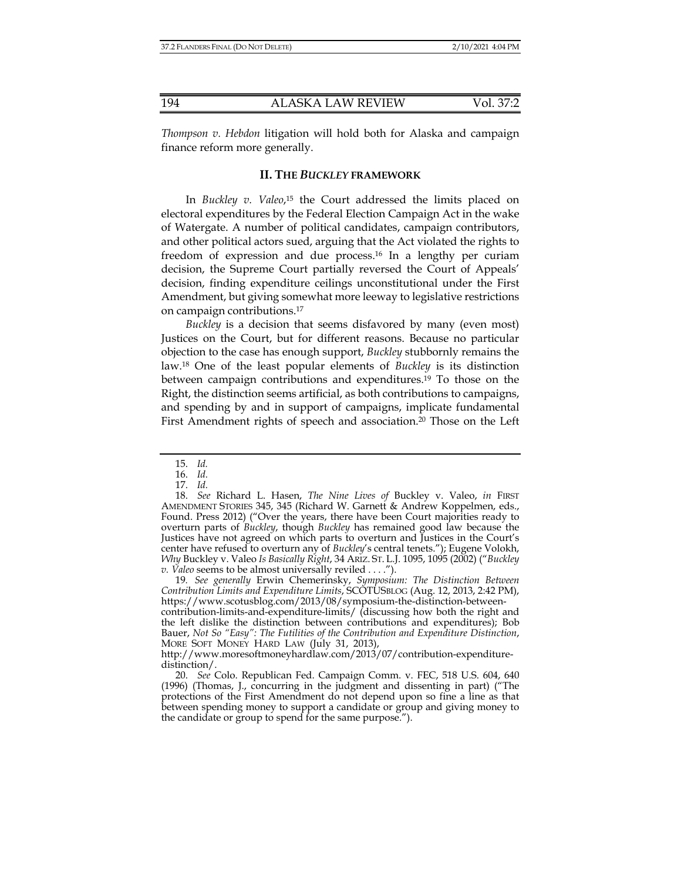*Thompson v. Hebdon* litigation will hold both for Alaska and campaign finance reform more generally.

## II. THE *BUCKLEY* FRAMEWORK

In *Buckley v. Valeo*,[15] the Court addressed the limits placed on electoral expenditures by the Federal Election Campaign Act in the wake of Watergate. A number of political candidates, campaign contributors, and other political actors sued, arguing that the Act violated the rights to freedom of expression and due process.[16] In a lengthy per curiam decision, the Supreme Court partially reversed the Court of Appeals' decision, finding expenditure ceilings unconstitutional under the First Amendment, but giving somewhat more leeway to legislative restrictions on campaign contributions.[17]

*Buckley* is a decision that seems disfavored by many (even most) Justices on the Court, but for different reasons. Because no particular objection to the case has enough support, *Buckley* stubbornly remains the law.[18] One of the least popular elements of *Buckley* is its distinction between campaign contributions and expenditures.[19] To those on the Right, the distinction seems artificial, as both contributions to campaigns, and spending by and in support of campaigns, implicate fundamental First Amendment rights of speech and association.[20] Those on the Left

---

15. *Id.*

16. *Id.*

17. *Id.*

18. *See* Richard L. Hasen, *The Nine Lives of* Buckley v. Valeo, *in* FIRST AMENDMENT STORIES 345, 345 (Richard W. Garnett & Andrew Koppelmen, eds., Found. Press 2012) ("Over the years, there have been Court majorities ready to overturn parts of *Buckley*, though *Buckley* has remained good law because the Justices have not agreed on which parts to overturn and Justices in the Court's center have refused to overturn any of *Buckley*'s central tenets."); Eugene Volokh, *Why* Buckley v. Valeo *Is Basically Right*, 34 ARIZ. ST. L.J. 1095, 1095 (2002) ("*Buckley v. Valeo* seems to be almost universally reviled . . . .").

19. *See generally* Erwin Chemerinsky, *Symposium: The Distinction Between Contribution Limits and Expenditure Limits*, SCOTUSBLOG (Aug. 12, 2013, 2:42 PM), https://www.scotusblog.com/2013/08/symposium-the-distinction-between-contribution-limits-and-expenditure-limits/ (discussing how both the right and the left dislike the distinction between contributions and expenditures); Bob Bauer, *Not So "Easy": The Futilities of the Contribution and Expenditure Distinction*, MORE SOFT MONEY HARD LAW (July 31, 2013), http://www.moresoftmoneyhardlaw.com/2013/07/contribution-expenditure-distinction/.

20. *See* Colo. Republican Fed. Campaign Comm. v. FEC, 518 U.S. 604, 640 (1996) (Thomas, J., concurring in the judgment and dissenting in part) ("The protections of the First Amendment do not depend upon so fine a line as that between spending money to support a candidate or group and giving money to the candidate or group to spend for the same purpose.").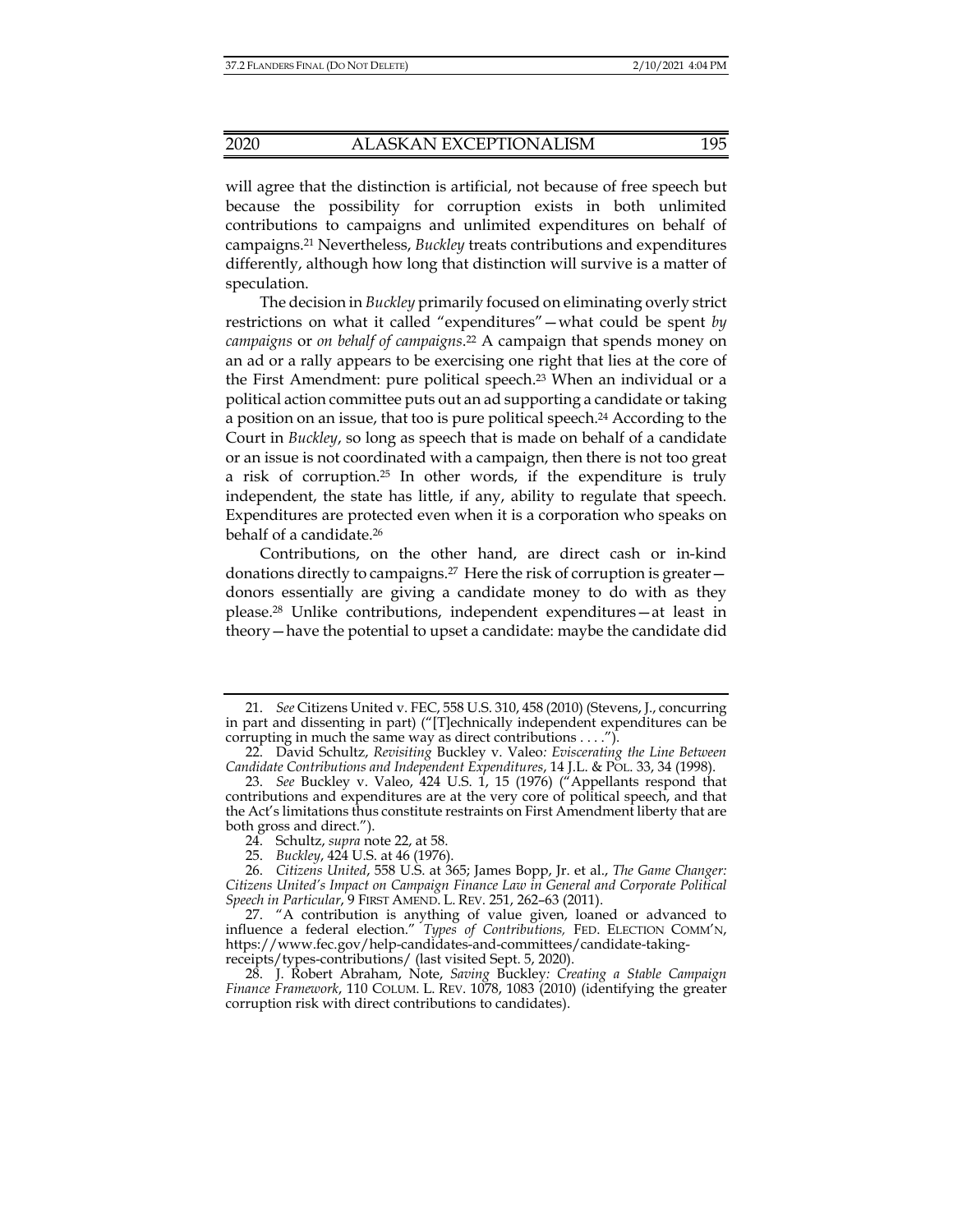will agree that the distinction is artificial, not because of free speech but because the possibility for corruption exists in both unlimited contributions to campaigns and unlimited expenditures on behalf of campaigns.[21] Nevertheless, *Buckley* treats contributions and expenditures differently, although how long that distinction will survive is a matter of speculation.

The decision in *Buckley* primarily focused on eliminating overly strict restrictions on what it called "expenditures"—what could be spent *by campaigns* or *on behalf of campaigns*.[22] A campaign that spends money on an ad or a rally appears to be exercising one right that lies at the core of the First Amendment: pure political speech.[23] When an individual or a political action committee puts out an ad supporting a candidate or taking a position on an issue, that too is pure political speech.[24] According to the Court in *Buckley*, so long as speech that is made on behalf of a candidate or an issue is not coordinated with a campaign, then there is not too great a risk of corruption.[25] In other words, if the expenditure is truly independent, the state has little, if any, ability to regulate that speech. Expenditures are protected even when it is a corporation who speaks on behalf of a candidate.[26]

Contributions, on the other hand, are direct cash or in-kind donations directly to campaigns.[27] Here the risk of corruption is greater—donors essentially are giving a candidate money to do with as they please.[28] Unlike contributions, independent expenditures—at least in theory—have the potential to upset a candidate: maybe the candidate did

---

21. *See* Citizens United v. FEC, 558 U.S. 310, 458 (2010) (Stevens, J., concurring in part and dissenting in part) ("[T]echnically independent expenditures can be corrupting in much the same way as direct contributions . . . .").

22. David Schultz, *Revisiting* Buckley v. Valeo*: Eviscerating the Line Between Candidate Contributions and Independent Expenditures*, 14 J.L. & POL. 33, 34 (1998).

23. *See* Buckley v. Valeo, 424 U.S. 1, 15 (1976) ("Appellants respond that contributions and expenditures are at the very core of political speech, and that the Act's limitations thus constitute restraints on First Amendment liberty that are both gross and direct.").

24. Schultz, *supra* note 22, at 58.

25. *Buckley*, 424 U.S. at 46 (1976).

26. *Citizens United*, 558 U.S. at 365; James Bopp, Jr. et al., *The Game Changer: Citizens United's Impact on Campaign Finance Law in General and Corporate Political Speech in Particular*, 9 FIRST AMEND. L. REV. 251, 262–63 (2011).

27. "A contribution is anything of value given, loaned or advanced to influence a federal election." *Types of Contributions,* FED. ELECTION COMM'N, https://www.fec.gov/help-candidates-and-committees/candidate-taking-receipts/types-contributions/ (last visited Sept. 5, 2020).

28. J. Robert Abraham, Note, *Saving* Buckley*: Creating a Stable Campaign Finance Framework*, 110 COLUM. L. REV. 1078, 1083 (2010) (identifying the greater corruption risk with direct contributions to candidates).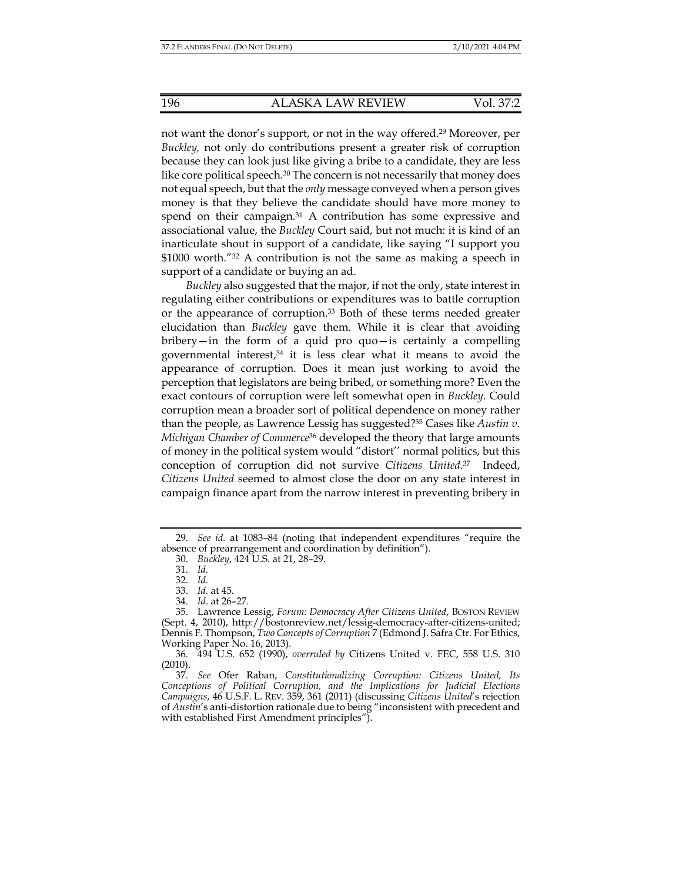not want the donor's support, or not in the way offered.[29] Moreover, per *Buckley,* not only do contributions present a greater risk of corruption because they can look just like giving a bribe to a candidate, they are less like core political speech.[30] The concern is not necessarily that money does not equal speech, but that the *only* message conveyed when a person gives money is that they believe the candidate should have more money to spend on their campaign.[31] A contribution has some expressive and associational value, the *Buckley* Court said, but not much: it is kind of an inarticulate shout in support of a candidate, like saying "I support you $1000 worth."[32] A contribution is not the same as making a speech in support of a candidate or buying an ad.

*Buckley* also suggested that the major, if not the only, state interest in regulating either contributions or expenditures was to battle corruption or the appearance of corruption.[33] Both of these terms needed greater elucidation than *Buckley* gave them. While it is clear that avoiding bribery—in the form of a quid pro quo—is certainly a compelling governmental interest,[34] it is less clear what it means to avoid the appearance of corruption. Does it mean just working to avoid the perception that legislators are being bribed, or something more? Even the exact contours of corruption were left somewhat open in *Buckley*. Could corruption mean a broader sort of political dependence on money rather than the people, as Lawrence Lessig has suggested?[35] Cases like *Austin v. Michigan Chamber of Commerce*[36] developed the theory that large amounts of money in the political system would "distort'' normal politics, but this conception of corruption did not survive *Citizens United*.[37] Indeed, *Citizens United* seemed to almost close the door on any state interest in campaign finance apart from the narrow interest in preventing bribery in

---

29. *See id.* at 1083–84 (noting that independent expenditures "require the absence of prearrangement and coordination by definition").

30. *Buckley*, 424 U.S. at 21, 28–29.

31. *Id.*

32. *Id.*

33. *Id.* at 45.

34. *Id*. at 26–27.

35. Lawrence Lessig, *Forum: Democracy After Citizens United*, BOSTON REVIEW (Sept. 4, 2010), http://bostonreview.net/lessig-democracy-after-citizens-united; Dennis F. Thompson, *Two Concepts of Corruption* 7 (Edmond J. Safra Ctr. For Ethics, Working Paper No. 16, 2013).

36. 494 U.S. 652 (1990), *overruled by* Citizens United v. FEC, 558 U.S. 310 (2010).

37. *See* Ofer Raban, *Constitutionalizing Corruption: Citizens United, Its Conceptions of Political Corruption, and the Implications for Judicial Elections Campaigns*, 46 U.S.F. L. REV. 359, 361 (2011) (discussing *Citizens United*'s rejection of *Austin*'s anti-distortion rationale due to being "inconsistent with precedent and with established First Amendment principles").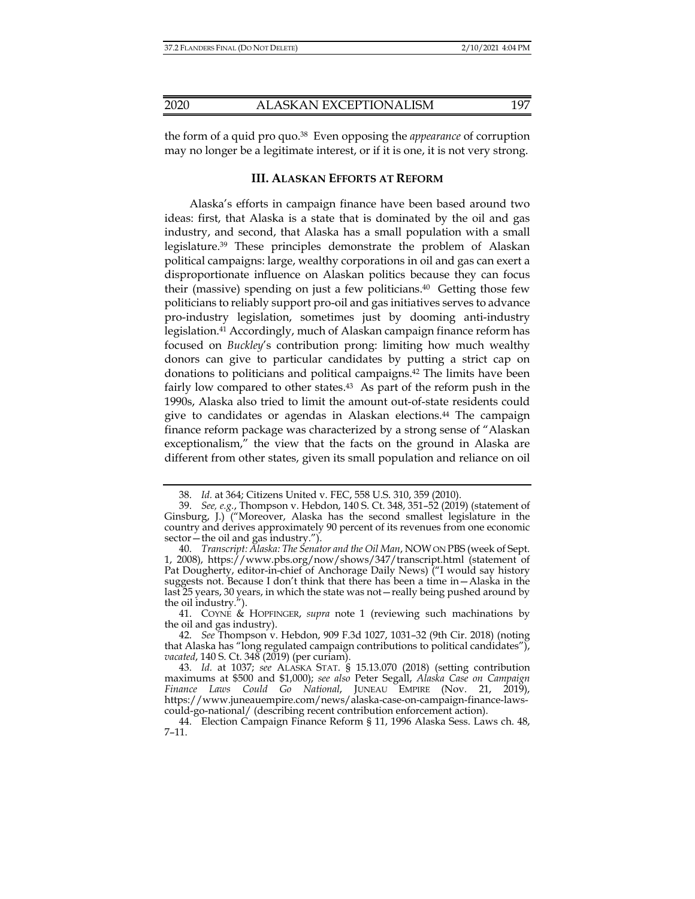the form of a quid pro quo.[38] Even opposing the *appearance* of corruption may no longer be a legitimate interest, or if it is one, it is not very strong.

## III. ALASKAN EFFORTS AT REFORM

Alaska's efforts in campaign finance have been based around two ideas: first, that Alaska is a state that is dominated by the oil and gas industry, and second, that Alaska has a small population with a small legislature.[39] These principles demonstrate the problem of Alaskan political campaigns: large, wealthy corporations in oil and gas can exert a disproportionate influence on Alaskan politics because they can focus their (massive) spending on just a few politicians.[40] Getting those few politicians to reliably support pro-oil and gas initiatives serves to advance pro-industry legislation, sometimes just by dooming anti-industry legislation.[41] Accordingly, much of Alaskan campaign finance reform has focused on *Buckley*'s contribution prong: limiting how much wealthy donors can give to particular candidates by putting a strict cap on donations to politicians and political campaigns.[42] The limits have been fairly low compared to other states.[43] As part of the reform push in the 1990s, Alaska also tried to limit the amount out-of-state residents could give to candidates or agendas in Alaskan elections.[44] The campaign finance reform package was characterized by a strong sense of "Alaskan exceptionalism," the view that the facts on the ground in Alaska are different from other states, given its small population and reliance on oil

---

38. *Id.* at 364; Citizens United v. FEC, 558 U.S. 310, 359 (2010).

39. *See, e.g.*, Thompson v. Hebdon, 140 S. Ct. 348, 351–52 (2019) (statement of Ginsburg, J.) ("Moreover, Alaska has the second smallest legislature in the country and derives approximately 90 percent of its revenues from one economic sector—the oil and gas industry.").

40. *Transcript: Alaska: The Senator and the Oil Man*, NOW ON PBS (week of Sept. 1, 2008), https://www.pbs.org/now/shows/347/transcript.html (statement of Pat Dougherty, editor-in-chief of Anchorage Daily News) ("I would say history suggests not. Because I don't think that there has been a time in—Alaska in the last 25 years, 30 years, in which the state was not—really being pushed around by the oil industry.").

41. COYNE & HOPFINGER, *supra* note 1 (reviewing such machinations by the oil and gas industry).

42. *See* Thompson v. Hebdon, 909 F.3d 1027, 1031–32 (9th Cir. 2018) (noting that Alaska has "long regulated campaign contributions to political candidates"), *vacated*, 140 S. Ct. 348 (2019) (per curiam).

43. *Id.* at 1037; *see* ALASKA STAT. § 15.13.070 (2018) (setting contribution maximums at $500 and $1,000); *see also* Peter Segall, *Alaska Case on Campaign Finance Laws Could Go National*, JUNEAU EMPIRE (Nov. 21, 2019), https://www.juneauempire.com/news/alaska-case-on-campaign-finance-laws-could-go-national/ (describing recent contribution enforcement action).

44. Election Campaign Finance Reform § 11, 1996 Alaska Sess. Laws ch. 48, 7–11.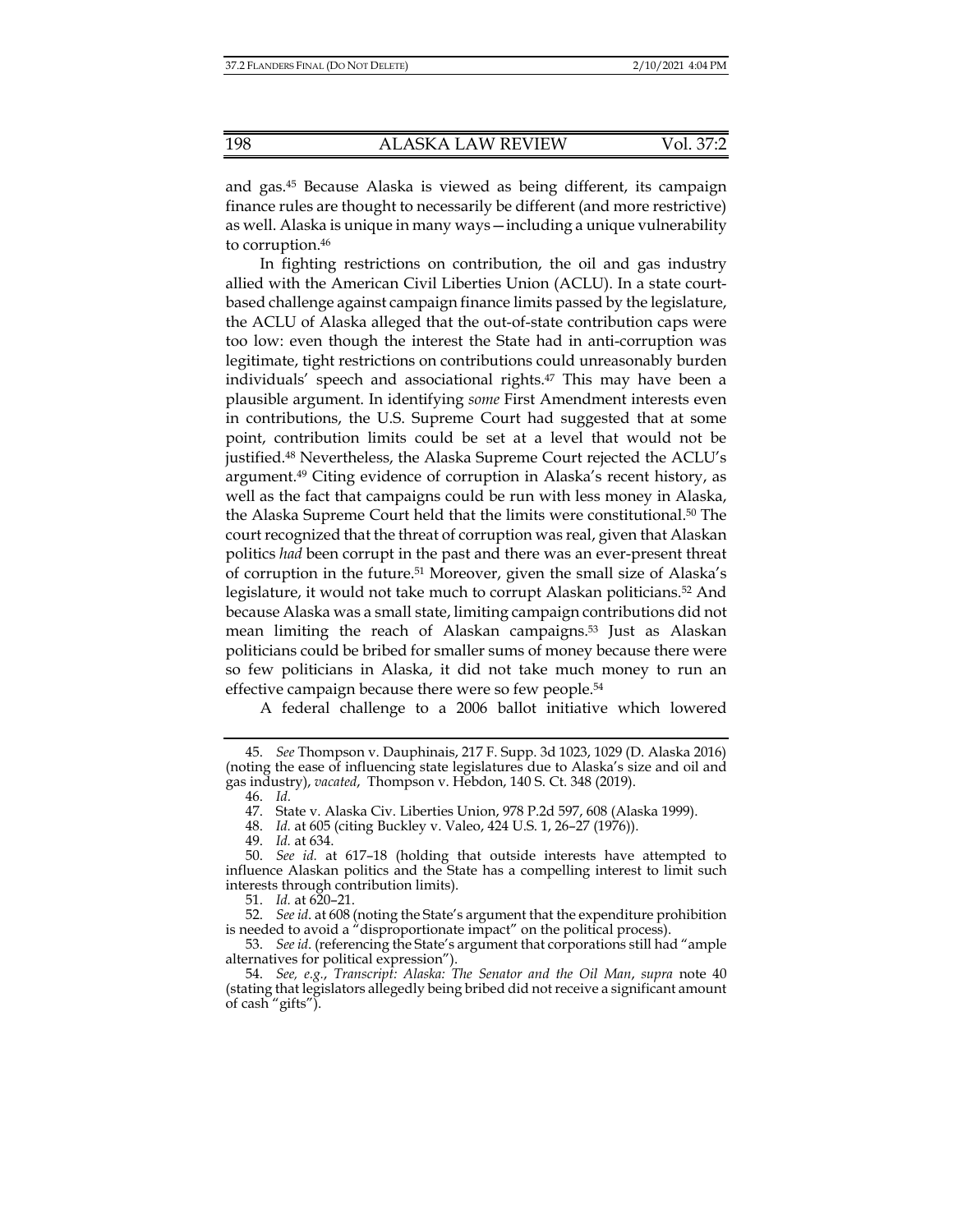and gas.[45] Because Alaska is viewed as being different, its campaign finance rules are thought to necessarily be different (and more restrictive) as well. Alaska is unique in many ways—including a unique vulnerability to corruption.[46]

In fighting restrictions on contribution, the oil and gas industry allied with the American Civil Liberties Union (ACLU). In a state court-based challenge against campaign finance limits passed by the legislature, the ACLU of Alaska alleged that the out-of-state contribution caps were too low: even though the interest the State had in anti-corruption was legitimate, tight restrictions on contributions could unreasonably burden individuals' speech and associational rights.[47] This may have been a plausible argument. In identifying *some* First Amendment interests even in contributions, the U.S. Supreme Court had suggested that at some point, contribution limits could be set at a level that would not be justified.[48] Nevertheless, the Alaska Supreme Court rejected the ACLU's argument.[49] Citing evidence of corruption in Alaska's recent history, as well as the fact that campaigns could be run with less money in Alaska, the Alaska Supreme Court held that the limits were constitutional.[50] The court recognized that the threat of corruption was real, given that Alaskan politics *had* been corrupt in the past and there was an ever-present threat of corruption in the future.[51] Moreover, given the small size of Alaska's legislature, it would not take much to corrupt Alaskan politicians.[52] And because Alaska was a small state, limiting campaign contributions did not mean limiting the reach of Alaskan campaigns.[53] Just as Alaskan politicians could be bribed for smaller sums of money because there were so few politicians in Alaska, it did not take much money to run an effective campaign because there were so few people.[54]

A federal challenge to a 2006 ballot initiative which lowered

---

45. *See* Thompson v. Dauphinais, 217 F. Supp. 3d 1023, 1029 (D. Alaska 2016) (noting the ease of influencing state legislatures due to Alaska's size and oil and gas industry), *vacated*, Thompson v. Hebdon, 140 S. Ct. 348 (2019).

46. *Id.*

47. State v. Alaska Civ. Liberties Union, 978 P.2d 597, 608 (Alaska 1999).

48. *Id.* at 605 (citing Buckley v. Valeo, 424 U.S. 1, 26–27 (1976)).

49. *Id.* at 634.

50. *See id.* at 617–18 (holding that outside interests have attempted to influence Alaskan politics and the State has a compelling interest to limit such interests through contribution limits).

51. *Id.* at 620–21.

52. *See id.* at 608 (noting the State's argument that the expenditure prohibition is needed to avoid a "disproportionate impact" on the political process).

53. *See id.* (referencing the State's argument that corporations still had "ample alternatives for political expression").

54. *See, e.g.*, *Transcript: Alaska: The Senator and the Oil Man*, *supra* note 40 (stating that legislators allegedly being bribed did not receive a significant amount of cash "gifts").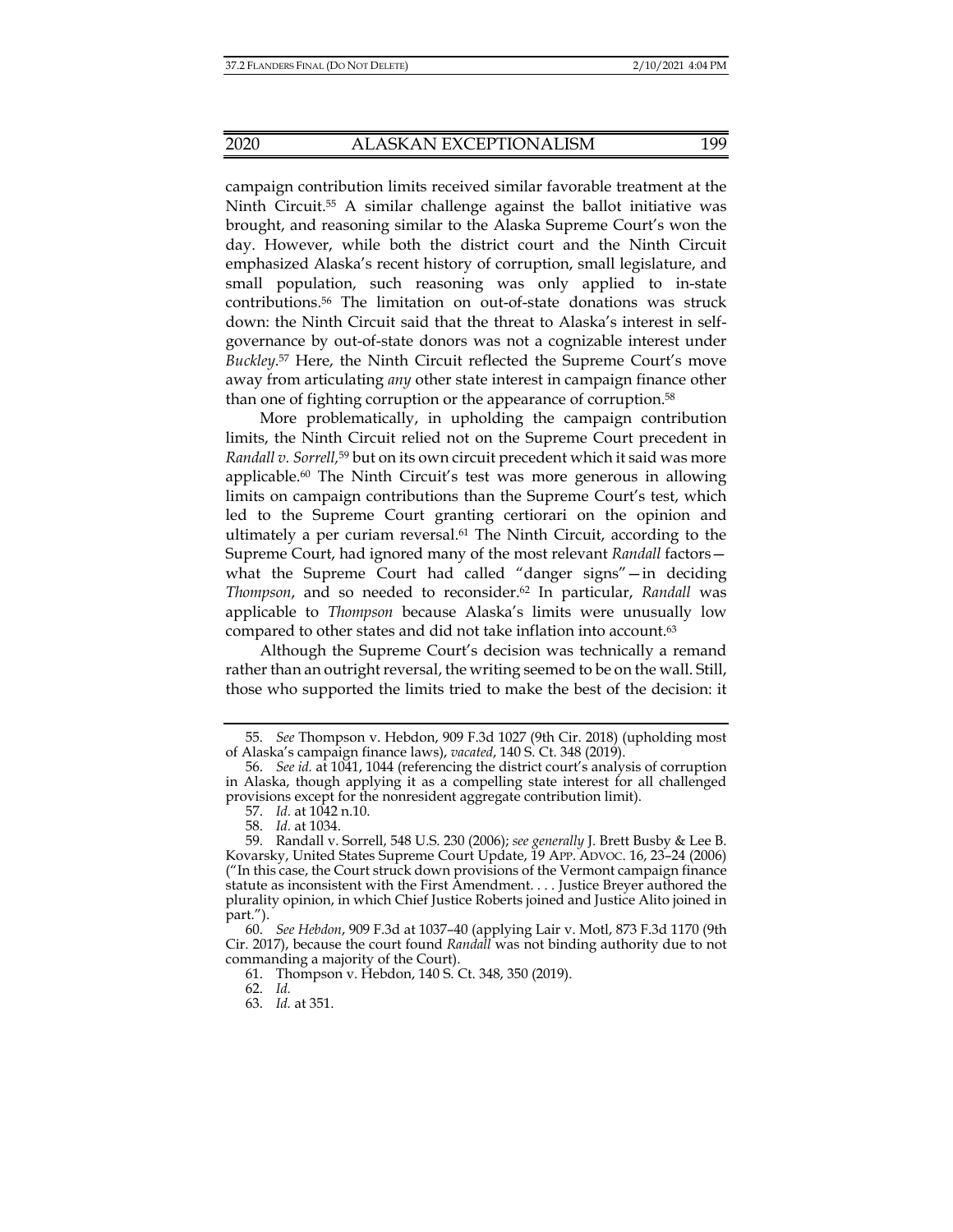campaign contribution limits received similar favorable treatment at the Ninth Circuit.[55] A similar challenge against the ballot initiative was brought, and reasoning similar to the Alaska Supreme Court's won the day. However, while both the district court and the Ninth Circuit emphasized Alaska's recent history of corruption, small legislature, and small population, such reasoning was only applied to in-state contributions.[56] The limitation on out-of-state donations was struck down: the Ninth Circuit said that the threat to Alaska's interest in self-governance by out-of-state donors was not a cognizable interest under *Buckley*.[57] Here, the Ninth Circuit reflected the Supreme Court's move away from articulating *any* other state interest in campaign finance other than one of fighting corruption or the appearance of corruption.[58]

More problematically, in upholding the campaign contribution limits, the Ninth Circuit relied not on the Supreme Court precedent in *Randall v. Sorrell*,[59] but on its own circuit precedent which it said was more applicable.[60] The Ninth Circuit's test was more generous in allowing limits on campaign contributions than the Supreme Court's test, which led to the Supreme Court granting certiorari on the opinion and ultimately a per curiam reversal.[61] The Ninth Circuit, according to the Supreme Court, had ignored many of the most relevant *Randall* factors—what the Supreme Court had called "danger signs"—in deciding *Thompson*, and so needed to reconsider.[62] In particular, *Randall* was applicable to *Thompson* because Alaska's limits were unusually low compared to other states and did not take inflation into account.[63]

Although the Supreme Court's decision was technically a remand rather than an outright reversal, the writing seemed to be on the wall. Still, those who supported the limits tried to make the best of the decision: it

---

55. *See* Thompson v. Hebdon, 909 F.3d 1027 (9th Cir. 2018) (upholding most of Alaska's campaign finance laws), *vacated*, 140 S. Ct. 348 (2019).

56. *See id.* at 1041, 1044 (referencing the district court's analysis of corruption in Alaska, though applying it as a compelling state interest for all challenged provisions except for the nonresident aggregate contribution limit).

57. *Id.* at 1042 n.10.

58. *Id.* at 1034.

59. Randall v. Sorrell, 548 U.S. 230 (2006); *see generally* J. Brett Busby & Lee B. Kovarsky, United States Supreme Court Update, 19 APP. ADVOC. 16, 23–24 (2006) ("In this case, the Court struck down provisions of the Vermont campaign finance statute as inconsistent with the First Amendment. . . . Justice Breyer authored the plurality opinion, in which Chief Justice Roberts joined and Justice Alito joined in part.").

60. *See Hebdon*, 909 F.3d at 1037–40 (applying Lair v. Motl, 873 F.3d 1170 (9th Cir. 2017), because the court found *Randall* was not binding authority due to not commanding a majority of the Court).

61. Thompson v. Hebdon, 140 S. Ct. 348, 350 (2019).

62. *Id.*

63. *Id.* at 351.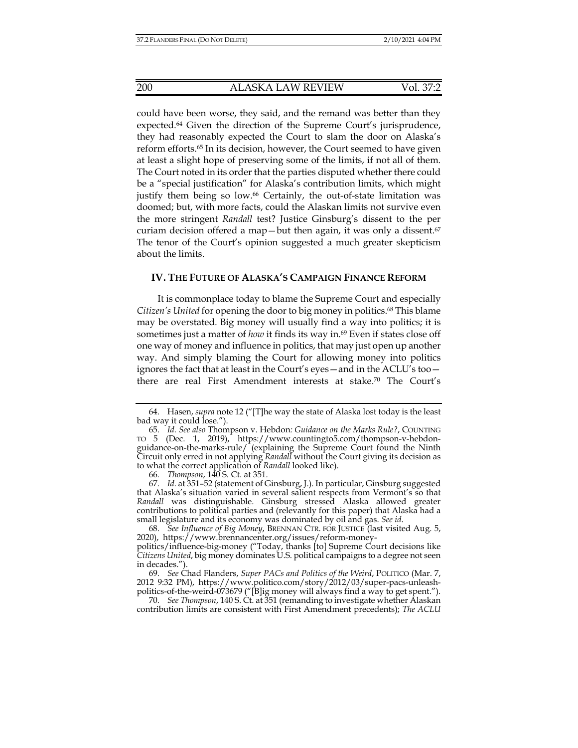could have been worse, they said, and the remand was better than they expected.[64] Given the direction of the Supreme Court's jurisprudence, they had reasonably expected the Court to slam the door on Alaska's reform efforts.[65] In its decision, however, the Court seemed to have given at least a slight hope of preserving some of the limits, if not all of them. The Court noted in its order that the parties disputed whether there could be a "special justification" for Alaska's contribution limits, which might justify them being so low.[66] Certainly, the out-of-state limitation was doomed; but, with more facts, could the Alaskan limits not survive even the more stringent *Randall* test? Justice Ginsburg's dissent to the per curiam decision offered a map—but then again, it was only a dissent.[67] The tenor of the Court's opinion suggested a much greater skepticism about the limits.

## IV. THE FUTURE OF ALASKA'S CAMPAIGN FINANCE REFORM

It is commonplace today to blame the Supreme Court and especially *Citizen's United* for opening the door to big money in politics.[68] This blame may be overstated. Big money will usually find a way into politics; it is sometimes just a matter of *how* it finds its way in.[69] Even if states close off one way of money and influence in politics, that may just open up another way. And simply blaming the Court for allowing money into politics ignores the fact that at least in the Court's eyes—and in the ACLU's too—there are real First Amendment interests at stake.[70] The Court's

---

64. Hasen, *supra* note 12 ("[T]he way the state of Alaska lost today is the least bad way it could lose.").

65. *Id. See also* Thompson v. Hebdon*: Guidance on the Marks Rule?*, COUNTING TO 5 (Dec. 1, 2019), https://www.countingto5.com/thompson-v-hebdon-guidance-on-the-marks-rule/ (explaining the Supreme Court found the Ninth Circuit only erred in not applying *Randall* without the Court giving its decision as to what the correct application of *Randall* looked like).

66. *Thompson*, 140 S. Ct. at 351.

67. *Id.* at 351–52 (statement of Ginsburg, J.). In particular, Ginsburg suggested that Alaska's situation varied in several salient respects from Vermont's so that *Randall* was distinguishable. Ginsburg stressed Alaska allowed greater contributions to political parties and (relevantly for this paper) that Alaska had a small legislature and its economy was dominated by oil and gas. *See id.*

68. *See Influence of Big Money*, BRENNAN CTR. FOR JUSTICE (last visited Aug. 5, 2020), https://www.brennancenter.org/issues/reform-money-politics/influence-big-money ("Today, thanks [to] Supreme Court decisions like *Citizens United*, big money dominates U.S. political campaigns to a degree not seen in decades.").

69. *See* Chad Flanders, *Super PACs and Politics of the Weird*, POLITICO (Mar. 7, 2012 9:32 PM), https://www.politico.com/story/2012/03/super-pacs-unleash-politics-of-the-weird-073679 ("[B]ig money will always find a way to get spent.").

70. *See Thompson*, 140 S. Ct. at 351 (remanding to investigate whether Alaskan contribution limits are consistent with First Amendment precedents); *The ACLU*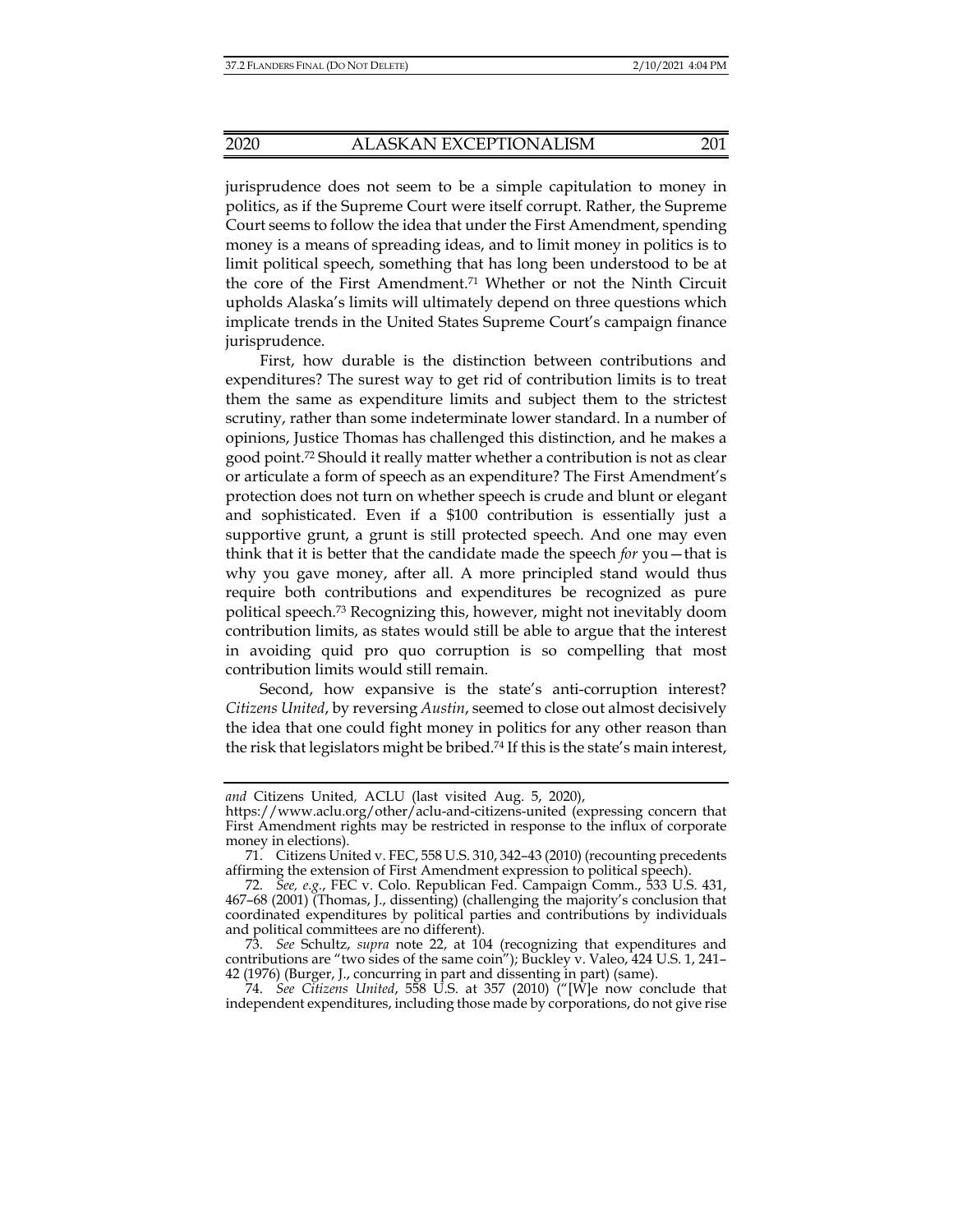jurisprudence does not seem to be a simple capitulation to money in politics, as if the Supreme Court were itself corrupt. Rather, the Supreme Court seems to follow the idea that under the First Amendment, spending money is a means of spreading ideas, and to limit money in politics is to limit political speech, something that has long been understood to be at the core of the First Amendment.[71] Whether or not the Ninth Circuit upholds Alaska's limits will ultimately depend on three questions which implicate trends in the United States Supreme Court's campaign finance jurisprudence.

First, how durable is the distinction between contributions and expenditures? The surest way to get rid of contribution limits is to treat them the same as expenditure limits and subject them to the strictest scrutiny, rather than some indeterminate lower standard. In a number of opinions, Justice Thomas has challenged this distinction, and he makes a good point.[72] Should it really matter whether a contribution is not as clear or articulate a form of speech as an expenditure? The First Amendment's protection does not turn on whether speech is crude and blunt or elegant and sophisticated. Even if a $100 contribution is essentially just a supportive grunt, a grunt is still protected speech. And one may even think that it is better that the candidate made the speech *for* you—that is why you gave money, after all. A more principled stand would thus require both contributions and expenditures be recognized as pure political speech.[73] Recognizing this, however, might not inevitably doom contribution limits, as states would still be able to argue that the interest in avoiding quid pro quo corruption is so compelling that most contribution limits would still remain.

Second, how expansive is the state's anti-corruption interest? *Citizens United*, by reversing *Austin*, seemed to close out almost decisively the idea that one could fight money in politics for any other reason than the risk that legislators might be bribed.[74] If this is the state's main interest,

---

*and* Citizens United, ACLU (last visited Aug. 5, 2020), https://www.aclu.org/other/aclu-and-citizens-united (expressing concern that First Amendment rights may be restricted in response to the influx of corporate money in elections).

71. Citizens United v. FEC, 558 U.S. 310, 342–43 (2010) (recounting precedents affirming the extension of First Amendment expression to political speech).

72. *See, e.g.*, FEC v. Colo. Republican Fed. Campaign Comm., 533 U.S. 431, 467–68 (2001) (Thomas, J., dissenting) (challenging the majority's conclusion that coordinated expenditures by political parties and contributions by individuals and political committees are no different).

73. *See* Schultz, *supra* note 22, at 104 (recognizing that expenditures and contributions are "two sides of the same coin"); Buckley v. Valeo, 424 U.S. 1, 241–42 (1976) (Burger, J., concurring in part and dissenting in part) (same).

74. *See Citizens United*, 558 U.S. at 357 (2010) ("[W]e now conclude that independent expenditures, including those made by corporations, do not give rise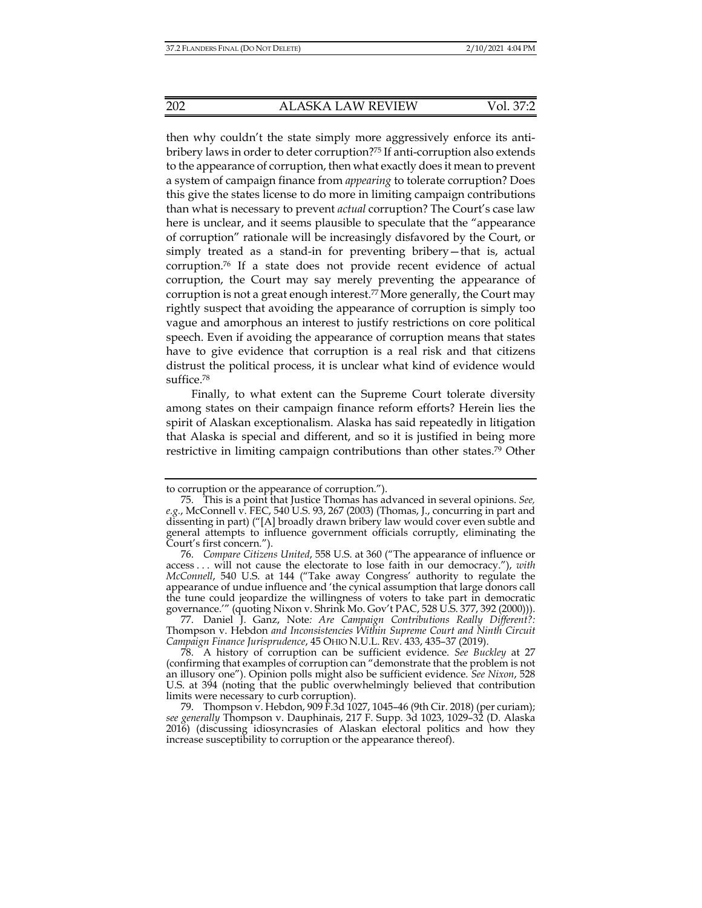then why couldn't the state simply more aggressively enforce its anti-bribery laws in order to deter corruption?[75] If anti-corruption also extends to the appearance of corruption, then what exactly does it mean to prevent a system of campaign finance from *appearing* to tolerate corruption? Does this give the states license to do more in limiting campaign contributions than what is necessary to prevent *actual* corruption? The Court's case law here is unclear, and it seems plausible to speculate that the "appearance of corruption" rationale will be increasingly disfavored by the Court, or simply treated as a stand-in for preventing bribery—that is, actual corruption.[76] If a state does not provide recent evidence of actual corruption, the Court may say merely preventing the appearance of corruption is not a great enough interest.[77] More generally, the Court may rightly suspect that avoiding the appearance of corruption is simply too vague and amorphous an interest to justify restrictions on core political speech. Even if avoiding the appearance of corruption means that states have to give evidence that corruption is a real risk and that citizens distrust the political process, it is unclear what kind of evidence would suffice.[78]

Finally, to what extent can the Supreme Court tolerate diversity among states on their campaign finance reform efforts? Herein lies the spirit of Alaskan exceptionalism. Alaska has said repeatedly in litigation that Alaska is special and different, and so it is justified in being more restrictive in limiting campaign contributions than other states.[79] Other

---

to corruption or the appearance of corruption.").

75. This is a point that Justice Thomas has advanced in several opinions. *See, e.g.*, McConnell v. FEC, 540 U.S. 93, 267 (2003) (Thomas, J., concurring in part and dissenting in part) ("[A] broadly drawn bribery law would cover even subtle and general attempts to influence government officials corruptly, eliminating the Court's first concern.").

76. *Compare Citizens United*, 558 U.S. at 360 ("The appearance of influence or access . . . will not cause the electorate to lose faith in our democracy."), *with McConnell*, 540 U.S. at 144 ("Take away Congress' authority to regulate the appearance of undue influence and 'the cynical assumption that large donors call the tune could jeopardize the willingness of voters to take part in democratic governance.'" (quoting Nixon v. Shrink Mo. Gov't PAC, 528 U.S. 377, 392 (2000))).

77. Daniel J. Ganz, Note*: Are Campaign Contributions Really Different?:* Thompson v. Hebdon *and Inconsistencies Within Supreme Court and Ninth Circuit Campaign Finance Jurisprudence*, 45 OHIO N.U.L. REV. 433, 435–37 (2019).

78. A history of corruption can be sufficient evidence. *See Buckley* at 27 (confirming that examples of corruption can "demonstrate that the problem is not an illusory one"). Opinion polls might also be sufficient evidence. *See Nixon*, 528 U.S. at 394 (noting that the public overwhelmingly believed that contribution limits were necessary to curb corruption).

79. Thompson v. Hebdon, 909 F.3d 1027, 1045–46 (9th Cir. 2018) (per curiam); *see generally* Thompson v. Dauphinais, 217 F. Supp. 3d 1023, 1029–32 (D. Alaska 2016) (discussing idiosyncrasies of Alaskan electoral politics and how they increase susceptibility to corruption or the appearance thereof).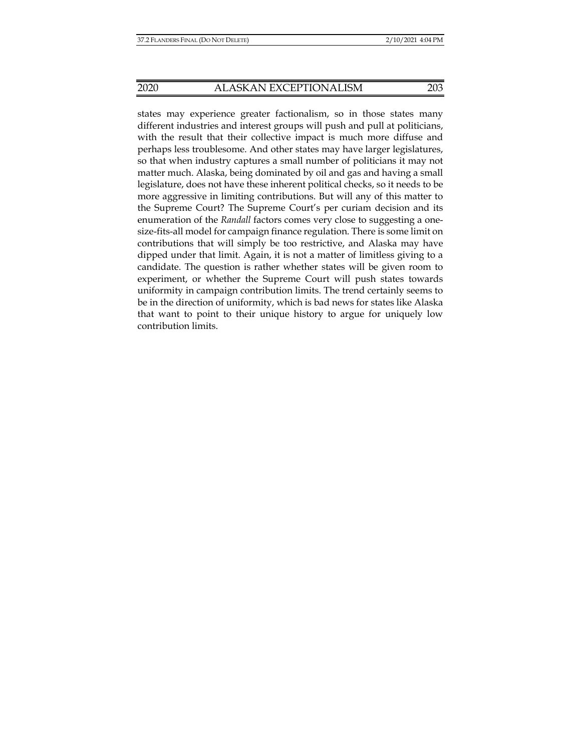states may experience greater factionalism, so in those states many different industries and interest groups will push and pull at politicians, with the result that their collective impact is much more diffuse and perhaps less troublesome. And other states may have larger legislatures, so that when industry captures a small number of politicians it may not matter much. Alaska, being dominated by oil and gas and having a small legislature, does not have these inherent political checks, so it needs to be more aggressive in limiting contributions. But will any of this matter to the Supreme Court? The Supreme Court's per curiam decision and its enumeration of the *Randall* factors comes very close to suggesting a one-size-fits-all model for campaign finance regulation. There is some limit on contributions that will simply be too restrictive, and Alaska may have dipped under that limit. Again, it is not a matter of limitless giving to a candidate. The question is rather whether states will be given room to experiment, or whether the Supreme Court will push states towards uniformity in campaign contribution limits. The trend certainly seems to be in the direction of uniformity, which is bad news for states like Alaska that want to point to their unique history to argue for uniquely low contribution limits.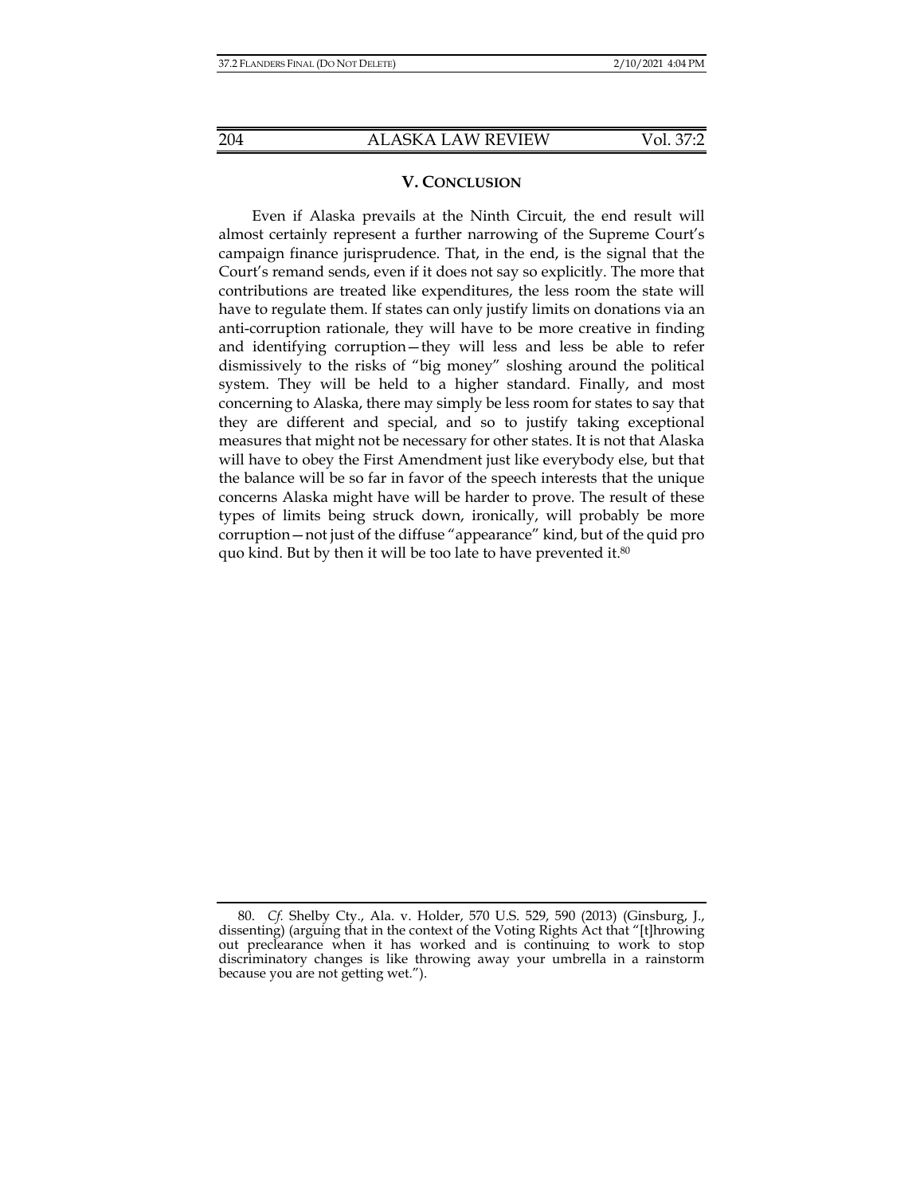## V. CONCLUSION

Even if Alaska prevails at the Ninth Circuit, the end result will almost certainly represent a further narrowing of the Supreme Court's campaign finance jurisprudence. That, in the end, is the signal that the Court's remand sends, even if it does not say so explicitly. The more that contributions are treated like expenditures, the less room the state will have to regulate them. If states can only justify limits on donations via an anti-corruption rationale, they will have to be more creative in finding and identifying corruption—they will less and less be able to refer dismissively to the risks of "big money" sloshing around the political system. They will be held to a higher standard. Finally, and most concerning to Alaska, there may simply be less room for states to say that they are different and special, and so to justify taking exceptional measures that might not be necessary for other states. It is not that Alaska will have to obey the First Amendment just like everybody else, but that the balance will be so far in favor of the speech interests that the unique concerns Alaska might have will be harder to prove. The result of these types of limits being struck down, ironically, will probably be more corruption—not just of the diffuse "appearance" kind, but of the quid pro quo kind. But by then it will be too late to have prevented it.[80]

---

80. *Cf.* Shelby Cty., Ala. v. Holder, 570 U.S. 529, 590 (2013) (Ginsburg, J., dissenting) (arguing that in the context of the Voting Rights Act that "[t]hrowing out preclearance when it has worked and is continuing to work to stop discriminatory changes is like throwing away your umbrella in a rainstorm because you are not getting wet.").